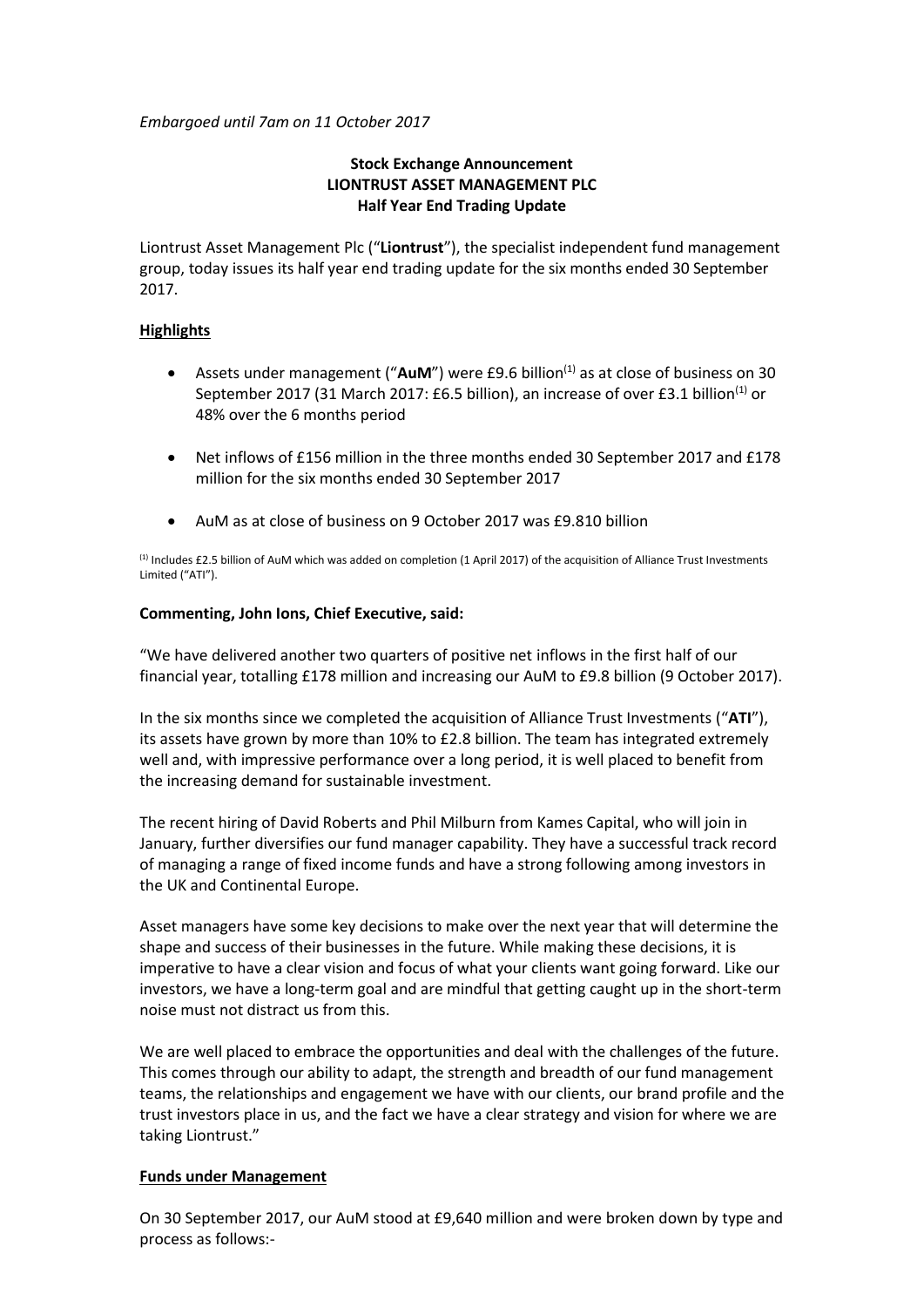*Embargoed until 7am on 11 October 2017*

**Stock Exchange Announcement**
**LIONTRUST ASSET MANAGEMENT PLC**
**Half Year End Trading Update**

Liontrust Asset Management Plc ("**Liontrust**"), the specialist independent fund management group, today issues its half year end trading update for the six months ended 30 September 2017.

## Highlights

- Assets under management ("**AuM**") were £9.6 billion[1] as at close of business on 30 September 2017 (31 March 2017: £6.5 billion), an increase of over £3.1 billion[1] or 48% over the 6 months period
- Net inflows of £156 million in the three months ended 30 September 2017 and £178 million for the six months ended 30 September 2017
- AuM as at close of business on 9 October 2017 was £9.810 billion

[1] Includes £2.5 billion of AuM which was added on completion (1 April 2017) of the acquisition of Alliance Trust Investments Limited ("ATI").

**Commenting, John Ions, Chief Executive, said:**

"We have delivered another two quarters of positive net inflows in the first half of our financial year, totalling £178 million and increasing our AuM to £9.8 billion (9 October 2017).

In the six months since we completed the acquisition of Alliance Trust Investments ("**ATI**"), its assets have grown by more than 10% to £2.8 billion. The team has integrated extremely well and, with impressive performance over a long period, it is well placed to benefit from the increasing demand for sustainable investment.

The recent hiring of David Roberts and Phil Milburn from Kames Capital, who will join in January, further diversifies our fund manager capability. They have a successful track record of managing a range of fixed income funds and have a strong following among investors in the UK and Continental Europe.

Asset managers have some key decisions to make over the next year that will determine the shape and success of their businesses in the future. While making these decisions, it is imperative to have a clear vision and focus of what your clients want going forward. Like our investors, we have a long-term goal and are mindful that getting caught up in the short-term noise must not distract us from this.

We are well placed to embrace the opportunities and deal with the challenges of the future. This comes through our ability to adapt, the strength and breadth of our fund management teams, the relationships and engagement we have with our clients, our brand profile and the trust investors place in us, and the fact we have a clear strategy and vision for where we are taking Liontrust."

## Funds under Management

On 30 September 2017, our AuM stood at £9,640 million and were broken down by type and process as follows:-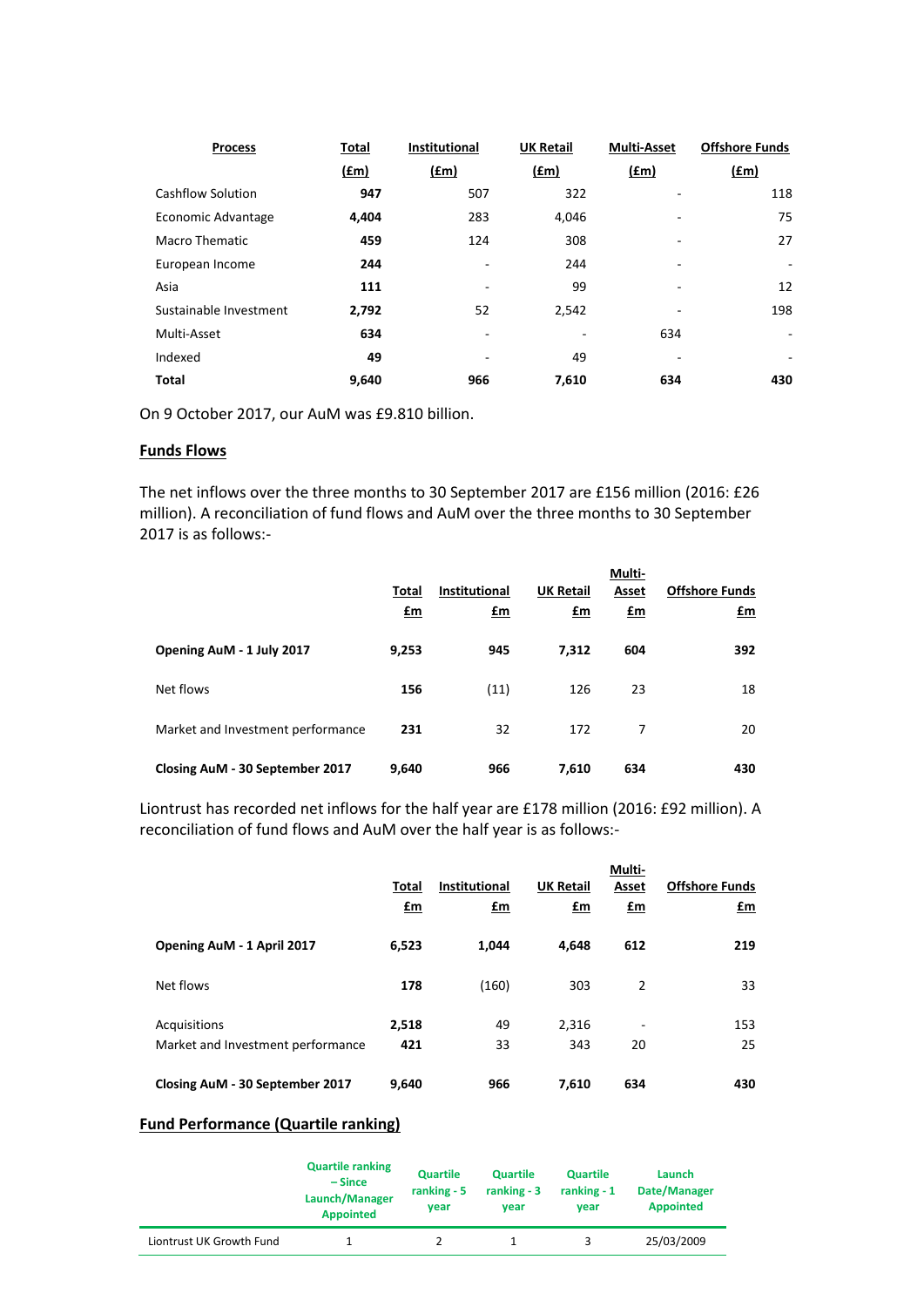| Process | Total (£m) | Institutional (£m) | UK Retail (£m) | Multi-Asset (£m) | Offshore Funds (£m) |
|---|---|---|---|---|---|
| Cashflow Solution | **947** | 507 | 322 | - | 118 |
| Economic Advantage | **4,404** | 283 | 4,046 | - | 75 |
| Macro Thematic | **459** | 124 | 308 | - | 27 |
| European Income | **244** | - | 244 | - | - |
| Asia | **111** | - | 99 | - | 12 |
| Sustainable Investment | **2,792** | 52 | 2,542 | - | 198 |
| Multi-Asset | **634** | - | - | 634 | - |
| Indexed | **49** | - | 49 | - | - |
| **Total** | **9,640** | **966** | **7,610** | **634** | **430** |

On 9 October 2017, our AuM was £9.810 billion.

## Funds Flows

The net inflows over the three months to 30 September 2017 are £156 million (2016: £26 million). A reconciliation of fund flows and AuM over the three months to 30 September 2017 is as follows:-

| | Total £m | Institutional £m | UK Retail £m | Multi-Asset £m | Offshore Funds £m |
|---|---|---|---|---|---|
| **Opening AuM - 1 July 2017** | **9,253** | **945** | **7,312** | **604** | **392** |
| Net flows | **156** | (11) | 126 | 23 | 18 |
| Market and Investment performance | **231** | 32 | 172 | 7 | 20 |
| **Closing AuM - 30 September 2017** | **9,640** | **966** | **7,610** | **634** | **430** |

Liontrust has recorded net inflows for the half year are £178 million (2016: £92 million). A reconciliation of fund flows and AuM over the half year is as follows:-

| | Total £m | Institutional £m | UK Retail £m | Multi-Asset £m | Offshore Funds £m |
|---|---|---|---|---|---|
| **Opening AuM - 1 April 2017** | **6,523** | **1,044** | **4,648** | **612** | **219** |
| Net flows | **178** | (160) | 303 | 2 | 33 |
| Acquisitions | **2,518** | 49 | 2,316 | - | 153 |
| Market and Investment performance | **421** | 33 | 343 | 20 | 25 |
| **Closing AuM - 30 September 2017** | **9,640** | **966** | **7,610** | **634** | **430** |

## Fund Performance (Quartile ranking)

| | Quartile ranking – Since Launch/Manager Appointed | Quartile ranking - 5 year | Quartile ranking - 3 year | Quartile ranking - 1 year | Launch Date/Manager Appointed |
|---|---|---|---|---|---|
| Liontrust UK Growth Fund | 1 | 2 | 1 | 3 | 25/03/2009 |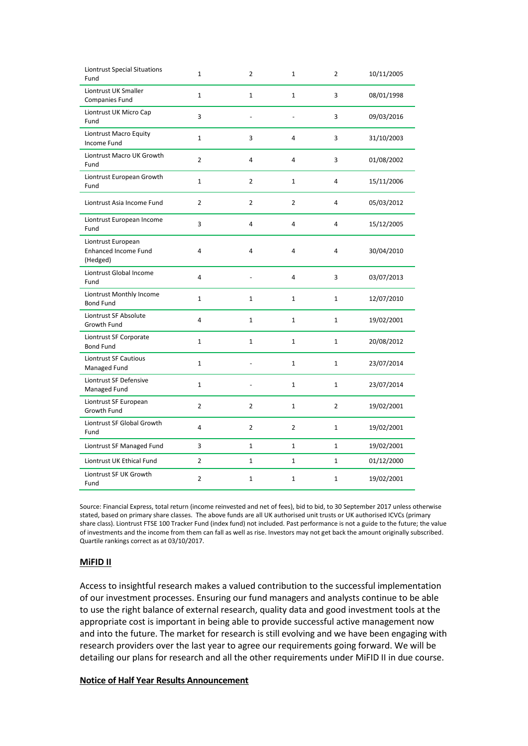| | | | | | |
|---|---|---|---|---|---|
| Liontrust Special Situations Fund | 1 | 2 | 1 | 2 | 10/11/2005 |
| Liontrust UK Smaller Companies Fund | 1 | 1 | 1 | 3 | 08/01/1998 |
| Liontrust UK Micro Cap Fund | 3 | - | - | 3 | 09/03/2016 |
| Liontrust Macro Equity Income Fund | 1 | 3 | 4 | 3 | 31/10/2003 |
| Liontrust Macro UK Growth Fund | 2 | 4 | 4 | 3 | 01/08/2002 |
| Liontrust European Growth Fund | 1 | 2 | 1 | 4 | 15/11/2006 |
| Liontrust Asia Income Fund | 2 | 2 | 2 | 4 | 05/03/2012 |
| Liontrust European Income Fund | 3 | 4 | 4 | 4 | 15/12/2005 |
| Liontrust European Enhanced Income Fund (Hedged) | 4 | 4 | 4 | 4 | 30/04/2010 |
| Liontrust Global Income Fund | 4 | - | 4 | 3 | 03/07/2013 |
| Liontrust Monthly Income Bond Fund | 1 | 1 | 1 | 1 | 12/07/2010 |
| Liontrust SF Absolute Growth Fund | 4 | 1 | 1 | 1 | 19/02/2001 |
| Liontrust SF Corporate Bond Fund | 1 | 1 | 1 | 1 | 20/08/2012 |
| Liontrust SF Cautious Managed Fund | 1 | - | 1 | 1 | 23/07/2014 |
| Liontrust SF Defensive Managed Fund | 1 | - | 1 | 1 | 23/07/2014 |
| Liontrust SF European Growth Fund | 2 | 2 | 1 | 2 | 19/02/2001 |
| Liontrust SF Global Growth Fund | 4 | 2 | 2 | 1 | 19/02/2001 |
| Liontrust SF Managed Fund | 3 | 1 | 1 | 1 | 19/02/2001 |
| Liontrust UK Ethical Fund | 2 | 1 | 1 | 1 | 01/12/2000 |
| Liontrust SF UK Growth Fund | 2 | 1 | 1 | 1 | 19/02/2001 |

Source: Financial Express, total return (income reinvested and net of fees), bid to bid, to 30 September 2017 unless otherwise stated, based on primary share classes. The above funds are all UK authorised unit trusts or UK authorised ICVCs (primary share class). Liontrust FTSE 100 Tracker Fund (index fund) not included. Past performance is not a guide to the future; the value of investments and the income from them can fall as well as rise. Investors may not get back the amount originally subscribed. Quartile rankings correct as at 03/10/2017.

**MiFID II**

Access to insightful research makes a valued contribution to the successful implementation of our investment processes. Ensuring our fund managers and analysts continue to be able to use the right balance of external research, quality data and good investment tools at the appropriate cost is important in being able to provide successful active management now and into the future. The market for research is still evolving and we have been engaging with research providers over the last year to agree our requirements going forward. We will be detailing our plans for research and all the other requirements under MiFID II in due course.

**Notice of Half Year Results Announcement**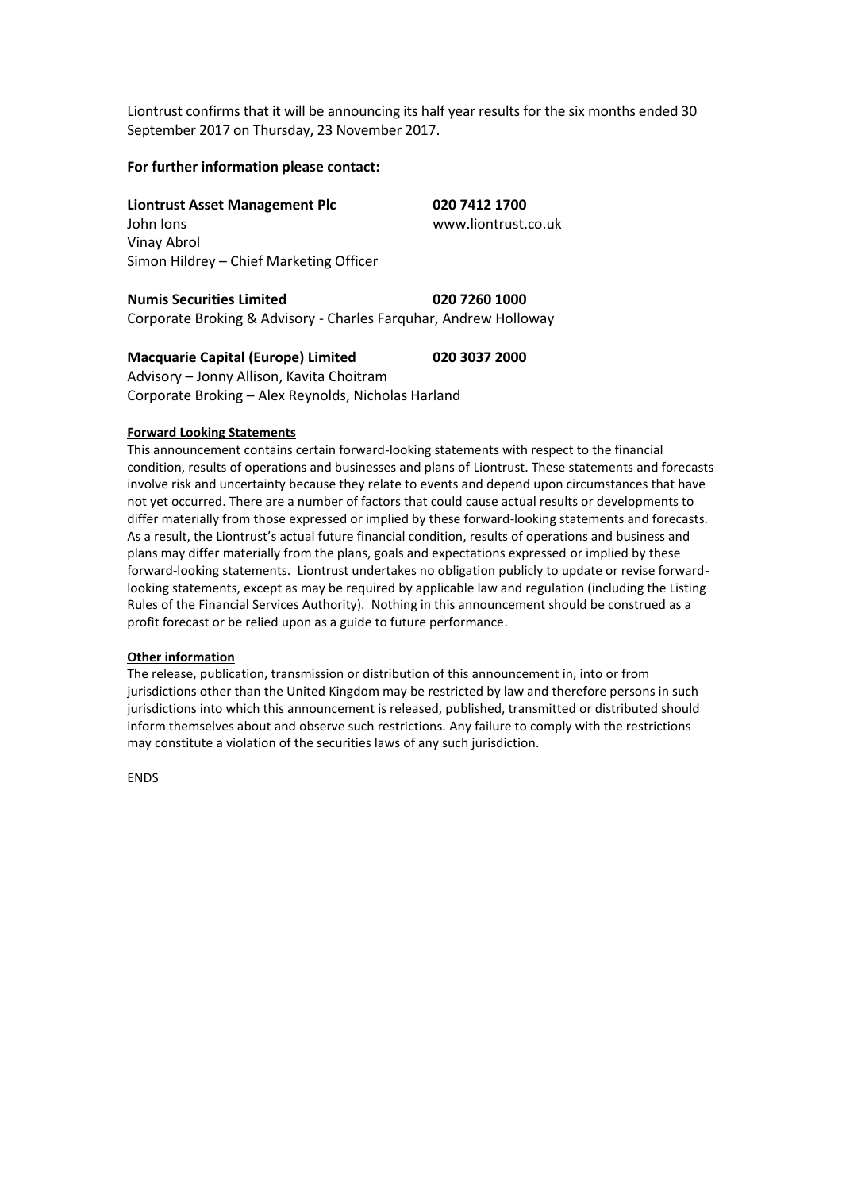Liontrust confirms that it will be announcing its half year results for the six months ended 30 September 2017 on Thursday, 23 November 2017.

**For further information please contact:**

**Liontrust Asset Management Plc** **020 7412 1700**
John Ions www.liontrust.co.uk
Vinay Abrol
Simon Hildrey – Chief Marketing Officer

**Numis Securities Limited** **020 7260 1000**
Corporate Broking & Advisory - Charles Farquhar, Andrew Holloway

**Macquarie Capital (Europe) Limited** **020 3037 2000**
Advisory – Jonny Allison, Kavita Choitram
Corporate Broking – Alex Reynolds, Nicholas Harland

**Forward Looking Statements**

This announcement contains certain forward-looking statements with respect to the financial condition, results of operations and businesses and plans of Liontrust. These statements and forecasts involve risk and uncertainty because they relate to events and depend upon circumstances that have not yet occurred. There are a number of factors that could cause actual results or developments to differ materially from those expressed or implied by these forward-looking statements and forecasts. As a result, the Liontrust's actual future financial condition, results of operations and business and plans may differ materially from the plans, goals and expectations expressed or implied by these forward-looking statements. Liontrust undertakes no obligation publicly to update or revise forward-looking statements, except as may be required by applicable law and regulation (including the Listing Rules of the Financial Services Authority). Nothing in this announcement should be construed as a profit forecast or be relied upon as a guide to future performance.

**Other information**

The release, publication, transmission or distribution of this announcement in, into or from jurisdictions other than the United Kingdom may be restricted by law and therefore persons in such jurisdictions into which this announcement is released, published, transmitted or distributed should inform themselves about and observe such restrictions. Any failure to comply with the restrictions may constitute a violation of the securities laws of any such jurisdiction.

ENDS